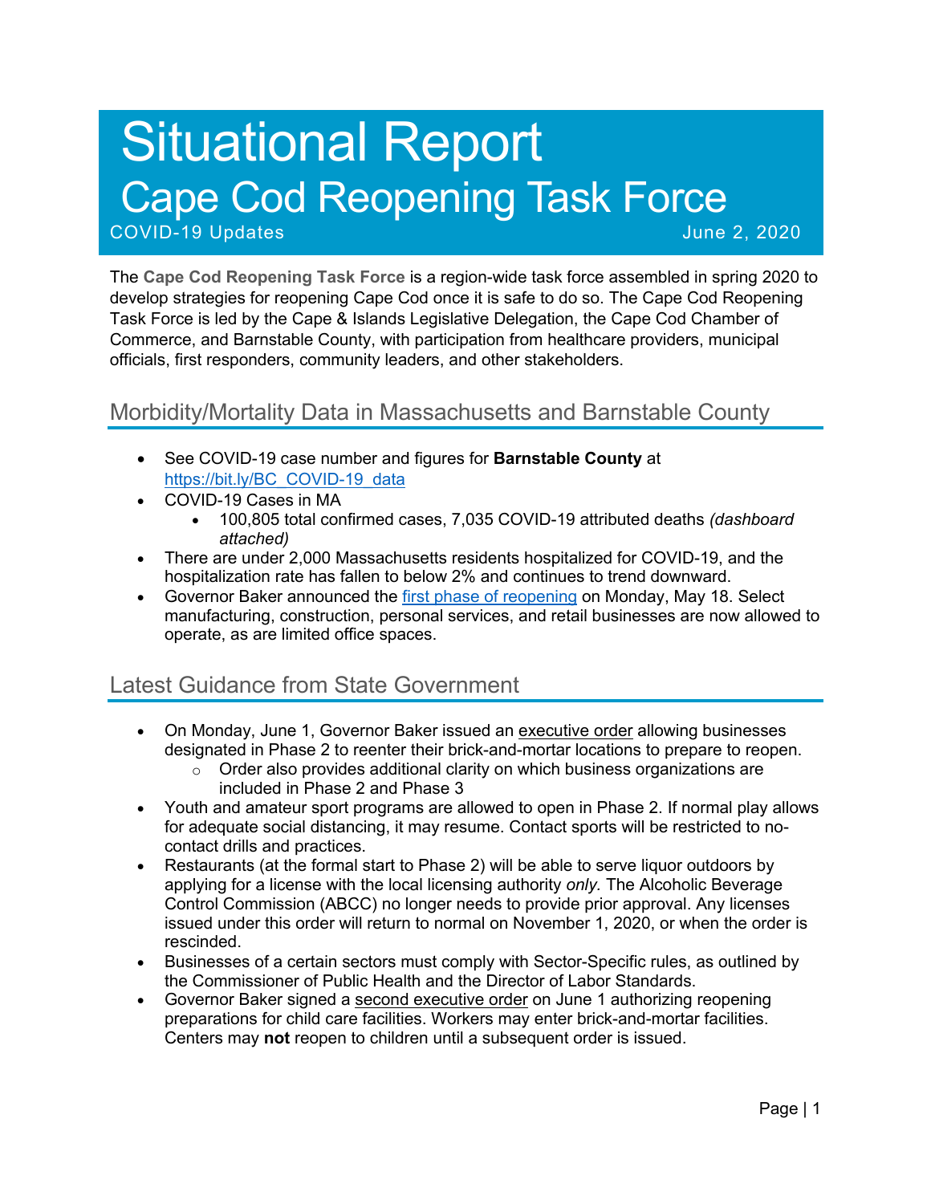# Situational Report
# Cape Cod Reopening Task Force

COVID-19 Updates June 2, 2020

The **Cape Cod Reopening Task Force** is a region-wide task force assembled in spring 2020 to develop strategies for reopening Cape Cod once it is safe to do so. The Cape Cod Reopening Task Force is led by the Cape & Islands Legislative Delegation, the Cape Cod Chamber of Commerce, and Barnstable County, with participation from healthcare providers, municipal officials, first responders, community leaders, and other stakeholders.

## Morbidity/Mortality Data in Massachusetts and Barnstable County

- See COVID-19 case number and figures for **Barnstable County** at [https://bit.ly/BC_COVID-19_data](https://bit.ly/BC_COVID-19_data)
- COVID-19 Cases in MA
  - 100,805 total confirmed cases, 7,035 COVID-19 attributed deaths *(dashboard attached)*
- There are under 2,000 Massachusetts residents hospitalized for COVID-19, and the hospitalization rate has fallen to below 2% and continues to trend downward.
- Governor Baker announced the [first phase of reopening](#) on Monday, May 18. Select manufacturing, construction, personal services, and retail businesses are now allowed to operate, as are limited office spaces.

## Latest Guidance from State Government

- On Monday, June 1, Governor Baker issued an executive order allowing businesses designated in Phase 2 to reenter their brick-and-mortar locations to prepare to reopen.
  - Order also provides additional clarity on which business organizations are included in Phase 2 and Phase 3
- Youth and amateur sport programs are allowed to open in Phase 2. If normal play allows for adequate social distancing, it may resume. Contact sports will be restricted to no-contact drills and practices.
- Restaurants (at the formal start to Phase 2) will be able to serve liquor outdoors by applying for a license with the local licensing authority *only.* The Alcoholic Beverage Control Commission (ABCC) no longer needs to provide prior approval. Any licenses issued under this order will return to normal on November 1, 2020, or when the order is rescinded.
- Businesses of a certain sectors must comply with Sector-Specific rules, as outlined by the Commissioner of Public Health and the Director of Labor Standards.
- Governor Baker signed a second executive order on June 1 authorizing reopening preparations for child care facilities. Workers may enter brick-and-mortar facilities. Centers may **not** reopen to children until a subsequent order is issued.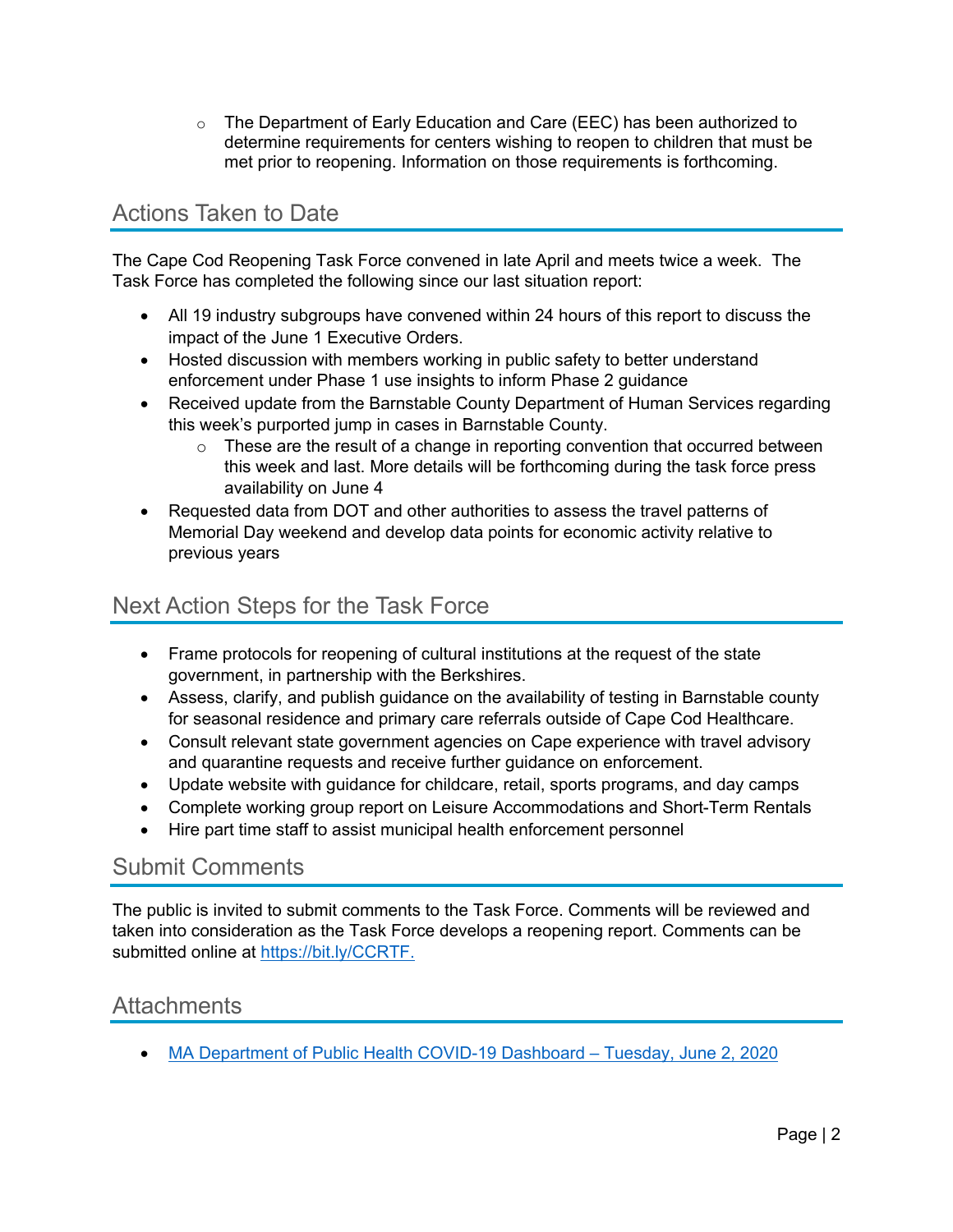- The Department of Early Education and Care (EEC) has been authorized to determine requirements for centers wishing to reopen to children that must be met prior to reopening. Information on those requirements is forthcoming.

## Actions Taken to Date

The Cape Cod Reopening Task Force convened in late April and meets twice a week. The Task Force has completed the following since our last situation report:

- All 19 industry subgroups have convened within 24 hours of this report to discuss the impact of the June 1 Executive Orders.
- Hosted discussion with members working in public safety to better understand enforcement under Phase 1 use insights to inform Phase 2 guidance
- Received update from the Barnstable County Department of Human Services regarding this week's purported jump in cases in Barnstable County.
  - These are the result of a change in reporting convention that occurred between this week and last. More details will be forthcoming during the task force press availability on June 4
- Requested data from DOT and other authorities to assess the travel patterns of Memorial Day weekend and develop data points for economic activity relative to previous years

## Next Action Steps for the Task Force

- Frame protocols for reopening of cultural institutions at the request of the state government, in partnership with the Berkshires.
- Assess, clarify, and publish guidance on the availability of testing in Barnstable county for seasonal residence and primary care referrals outside of Cape Cod Healthcare.
- Consult relevant state government agencies on Cape experience with travel advisory and quarantine requests and receive further guidance on enforcement.
- Update website with guidance for childcare, retail, sports programs, and day camps
- Complete working group report on Leisure Accommodations and Short-Term Rentals
- Hire part time staff to assist municipal health enforcement personnel

## Submit Comments

The public is invited to submit comments to the Task Force. Comments will be reviewed and taken into consideration as the Task Force develops a reopening report. Comments can be submitted online at [https://bit.ly/CCRTF.](https://bit.ly/CCRTF)

## Attachments

- MA Department of Public Health COVID-19 Dashboard – Tuesday, June 2, 2020